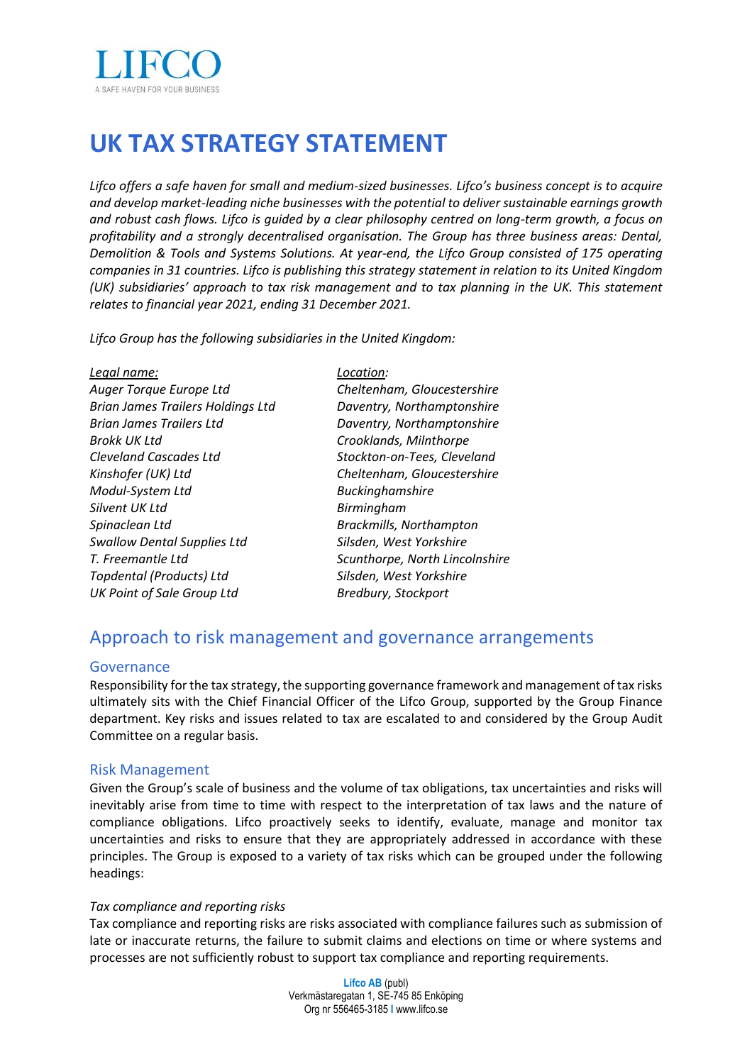LIFCO

A SAFE HAVEN FOR YOUR BUSINESS

# UK TAX STRATEGY STATEMENT

*Lifco offers a safe haven for small and medium-sized businesses. Lifco's business concept is to acquire and develop market-leading niche businesses with the potential to deliver sustainable earnings growth and robust cash flows. Lifco is guided by a clear philosophy centred on long-term growth, a focus on profitability and a strongly decentralised organisation. The Group has three business areas: Dental, Demolition & Tools and Systems Solutions. At year-end, the Lifco Group consisted of 175 operating companies in 31 countries. Lifco is publishing this strategy statement in relation to its United Kingdom (UK) subsidiaries' approach to tax risk management and to tax planning in the UK. This statement relates to financial year 2021, ending 31 December 2021.*

*Lifco Group has the following subsidiaries in the United Kingdom:*

| *Legal name:* | *Location:* |
|---|---|
| *Auger Torque Europe Ltd* | *Cheltenham, Gloucestershire* |
| *Brian James Trailers Holdings Ltd* | *Daventry, Northamptonshire* |
| *Brian James Trailers Ltd* | *Daventry, Northamptonshire* |
| *Brokk UK Ltd* | *Crooklands, Milnthorpe* |
| *Cleveland Cascades Ltd* | *Stockton-on-Tees, Cleveland* |
| *Kinshofer (UK) Ltd* | *Cheltenham, Gloucestershire* |
| *Modul-System Ltd* | *Buckinghamshire* |
| *Silvent UK Ltd* | *Birmingham* |
| *Spinaclean Ltd* | *Brackmills, Northampton* |
| *Swallow Dental Supplies Ltd* | *Silsden, West Yorkshire* |
| *T. Freemantle Ltd* | *Scunthorpe, North Lincolnshire* |
| *Topdental (Products) Ltd* | *Silsden, West Yorkshire* |
| *UK Point of Sale Group Ltd* | *Bredbury, Stockport* |

## Approach to risk management and governance arrangements

### Governance

Responsibility for the tax strategy, the supporting governance framework and management of tax risks ultimately sits with the Chief Financial Officer of the Lifco Group, supported by the Group Finance department. Key risks and issues related to tax are escalated to and considered by the Group Audit Committee on a regular basis.

### Risk Management

Given the Group's scale of business and the volume of tax obligations, tax uncertainties and risks will inevitably arise from time to time with respect to the interpretation of tax laws and the nature of compliance obligations. Lifco proactively seeks to identify, evaluate, manage and monitor tax uncertainties and risks to ensure that they are appropriately addressed in accordance with these principles. The Group is exposed to a variety of tax risks which can be grouped under the following headings:

*Tax compliance and reporting risks*

Tax compliance and reporting risks are risks associated with compliance failures such as submission of late or inaccurate returns, the failure to submit claims and elections on time or where systems and processes are not sufficiently robust to support tax compliance and reporting requirements.

**Lifco AB** (publ)
Verkmästaregatan 1, SE-745 85 Enköping
Org nr 556465-3185 I www.lifco.se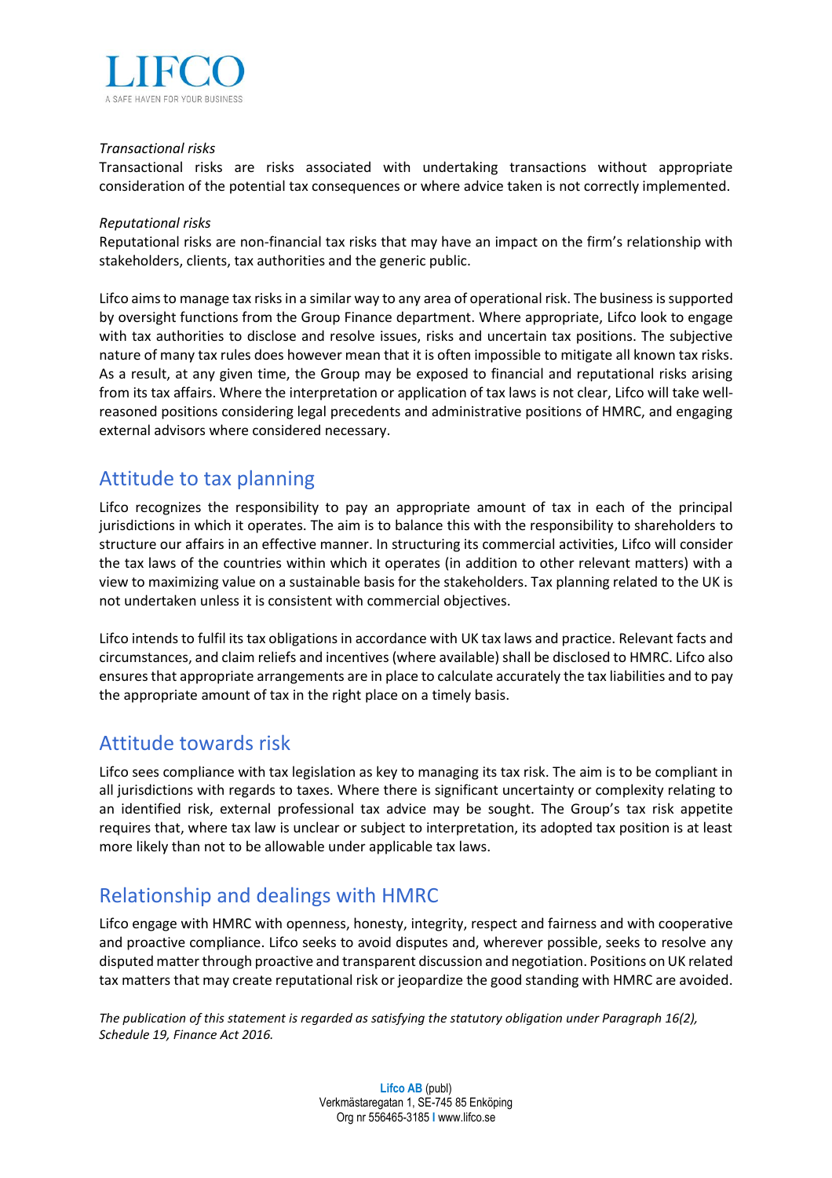*Transactional risks*

Transactional risks are risks associated with undertaking transactions without appropriate consideration of the potential tax consequences or where advice taken is not correctly implemented.

*Reputational risks*

Reputational risks are non-financial tax risks that may have an impact on the firm's relationship with stakeholders, clients, tax authorities and the generic public.

Lifco aims to manage tax risks in a similar way to any area of operational risk. The business is supported by oversight functions from the Group Finance department. Where appropriate, Lifco look to engage with tax authorities to disclose and resolve issues, risks and uncertain tax positions. The subjective nature of many tax rules does however mean that it is often impossible to mitigate all known tax risks. As a result, at any given time, the Group may be exposed to financial and reputational risks arising from its tax affairs. Where the interpretation or application of tax laws is not clear, Lifco will take well-reasoned positions considering legal precedents and administrative positions of HMRC, and engaging external advisors where considered necessary.

## Attitude to tax planning

Lifco recognizes the responsibility to pay an appropriate amount of tax in each of the principal jurisdictions in which it operates. The aim is to balance this with the responsibility to shareholders to structure our affairs in an effective manner. In structuring its commercial activities, Lifco will consider the tax laws of the countries within which it operates (in addition to other relevant matters) with a view to maximizing value on a sustainable basis for the stakeholders. Tax planning related to the UK is not undertaken unless it is consistent with commercial objectives.

Lifco intends to fulfil its tax obligations in accordance with UK tax laws and practice. Relevant facts and circumstances, and claim reliefs and incentives (where available) shall be disclosed to HMRC. Lifco also ensures that appropriate arrangements are in place to calculate accurately the tax liabilities and to pay the appropriate amount of tax in the right place on a timely basis.

## Attitude towards risk

Lifco sees compliance with tax legislation as key to managing its tax risk. The aim is to be compliant in all jurisdictions with regards to taxes. Where there is significant uncertainty or complexity relating to an identified risk, external professional tax advice may be sought. The Group's tax risk appetite requires that, where tax law is unclear or subject to interpretation, its adopted tax position is at least more likely than not to be allowable under applicable tax laws.

## Relationship and dealings with HMRC

Lifco engage with HMRC with openness, honesty, integrity, respect and fairness and with cooperative and proactive compliance. Lifco seeks to avoid disputes and, wherever possible, seeks to resolve any disputed matter through proactive and transparent discussion and negotiation. Positions on UK related tax matters that may create reputational risk or jeopardize the good standing with HMRC are avoided.

*The publication of this statement is regarded as satisfying the statutory obligation under Paragraph 16(2), Schedule 19, Finance Act 2016.*